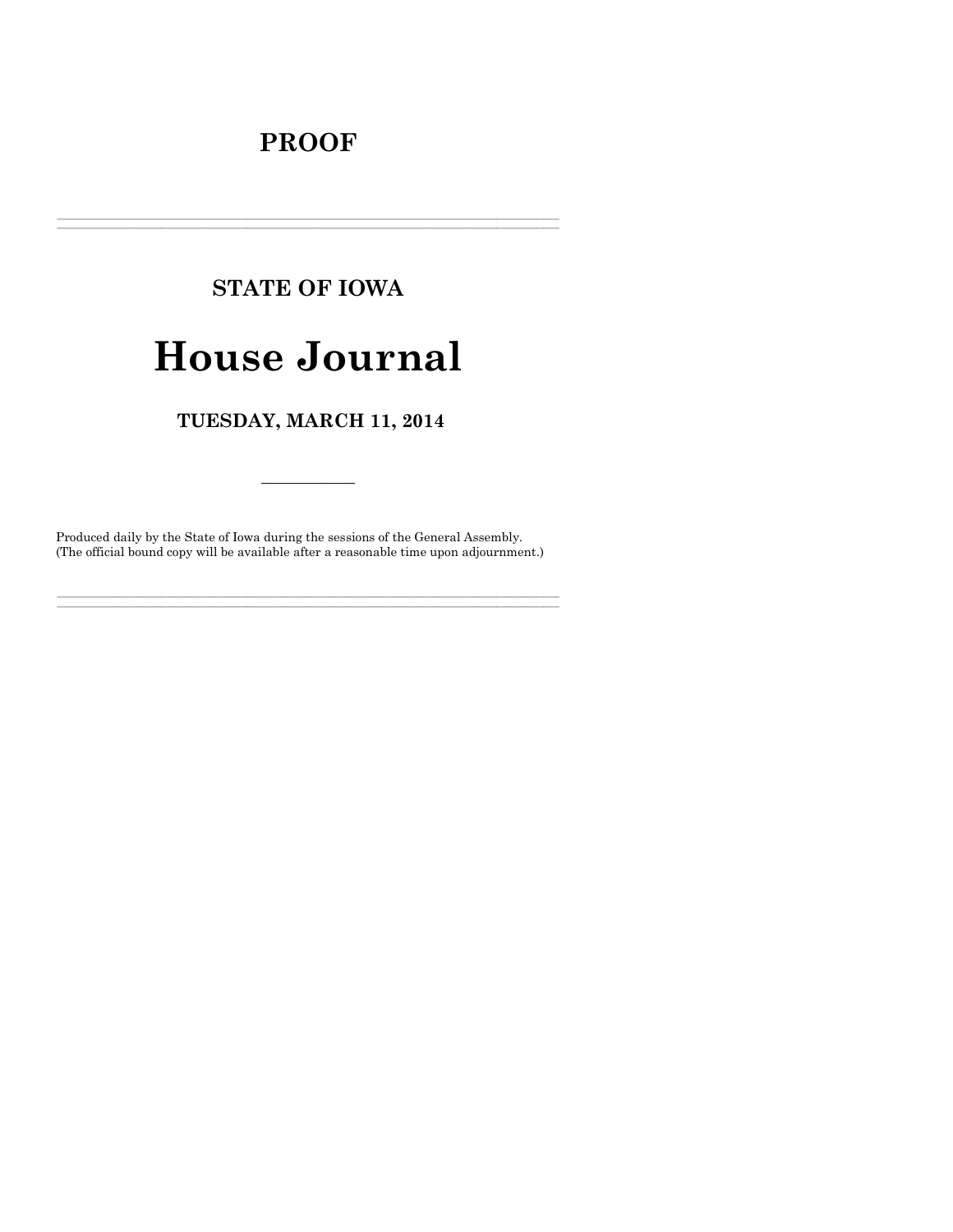# PROOF

---

## STATE OF IOWA

# House Journal

## TUESDAY, MARCH 11, 2014

---

Produced daily by the State of Iowa during the sessions of the General Assembly.
(The official bound copy will be available after a reasonable time upon adjournment.)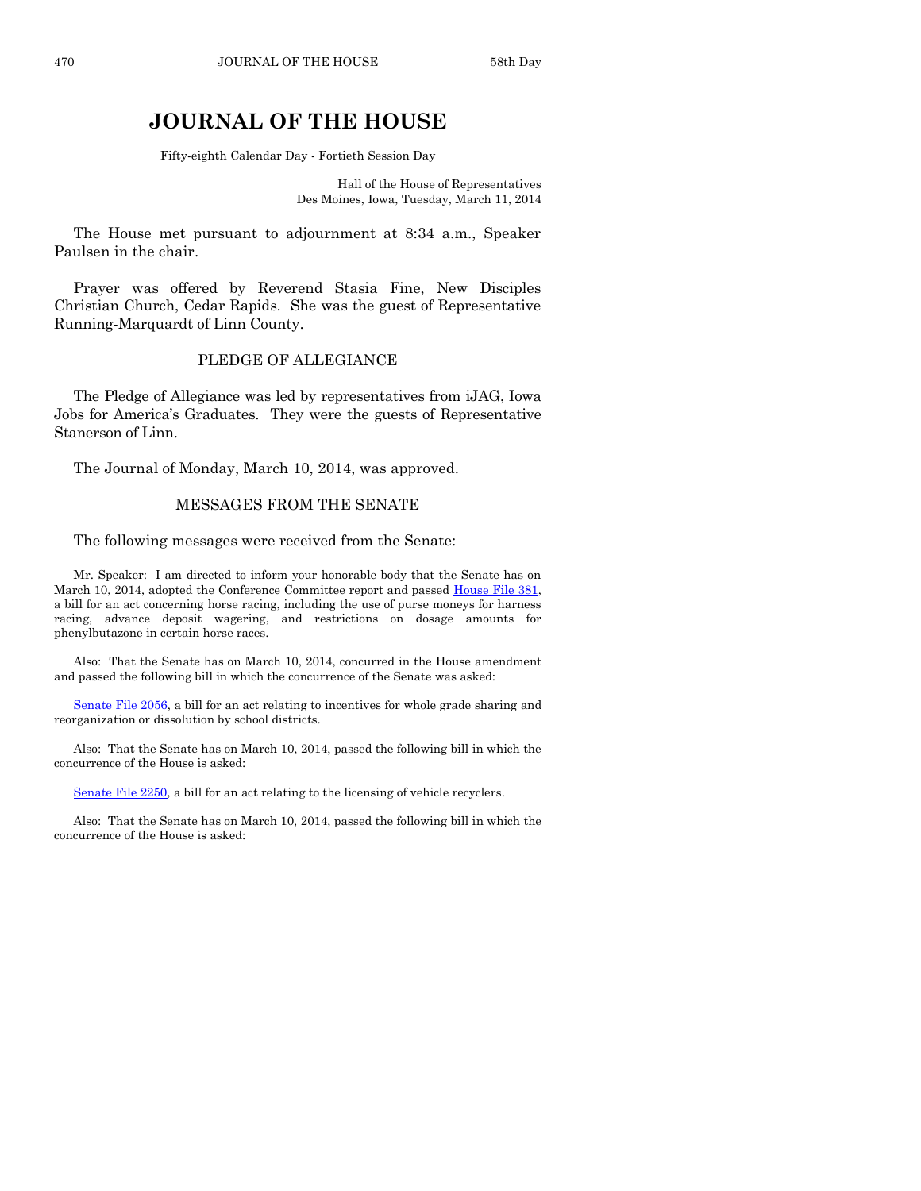# JOURNAL OF THE HOUSE

Fifty-eighth Calendar Day - Fortieth Session Day

Hall of the House of Representatives
Des Moines, Iowa, Tuesday, March 11, 2014

The House met pursuant to adjournment at 8:34 a.m., Speaker Paulsen in the chair.

Prayer was offered by Reverend Stasia Fine, New Disciples Christian Church, Cedar Rapids. She was the guest of Representative Running-Marquardt of Linn County.

## PLEDGE OF ALLEGIANCE

The Pledge of Allegiance was led by representatives from iJAG, Iowa Jobs for America's Graduates. They were the guests of Representative Stanerson of Linn.

The Journal of Monday, March 10, 2014, was approved.

## MESSAGES FROM THE SENATE

The following messages were received from the Senate:

Mr. Speaker: I am directed to inform your honorable body that the Senate has on March 10, 2014, adopted the Conference Committee report and passed House File 381, a bill for an act concerning horse racing, including the use of purse moneys for harness racing, advance deposit wagering, and restrictions on dosage amounts for phenylbutazone in certain horse races.

Also: That the Senate has on March 10, 2014, concurred in the House amendment and passed the following bill in which the concurrence of the Senate was asked:

Senate File 2056, a bill for an act relating to incentives for whole grade sharing and reorganization or dissolution by school districts.

Also: That the Senate has on March 10, 2014, passed the following bill in which the concurrence of the House is asked:

Senate File 2250, a bill for an act relating to the licensing of vehicle recyclers.

Also: That the Senate has on March 10, 2014, passed the following bill in which the concurrence of the House is asked: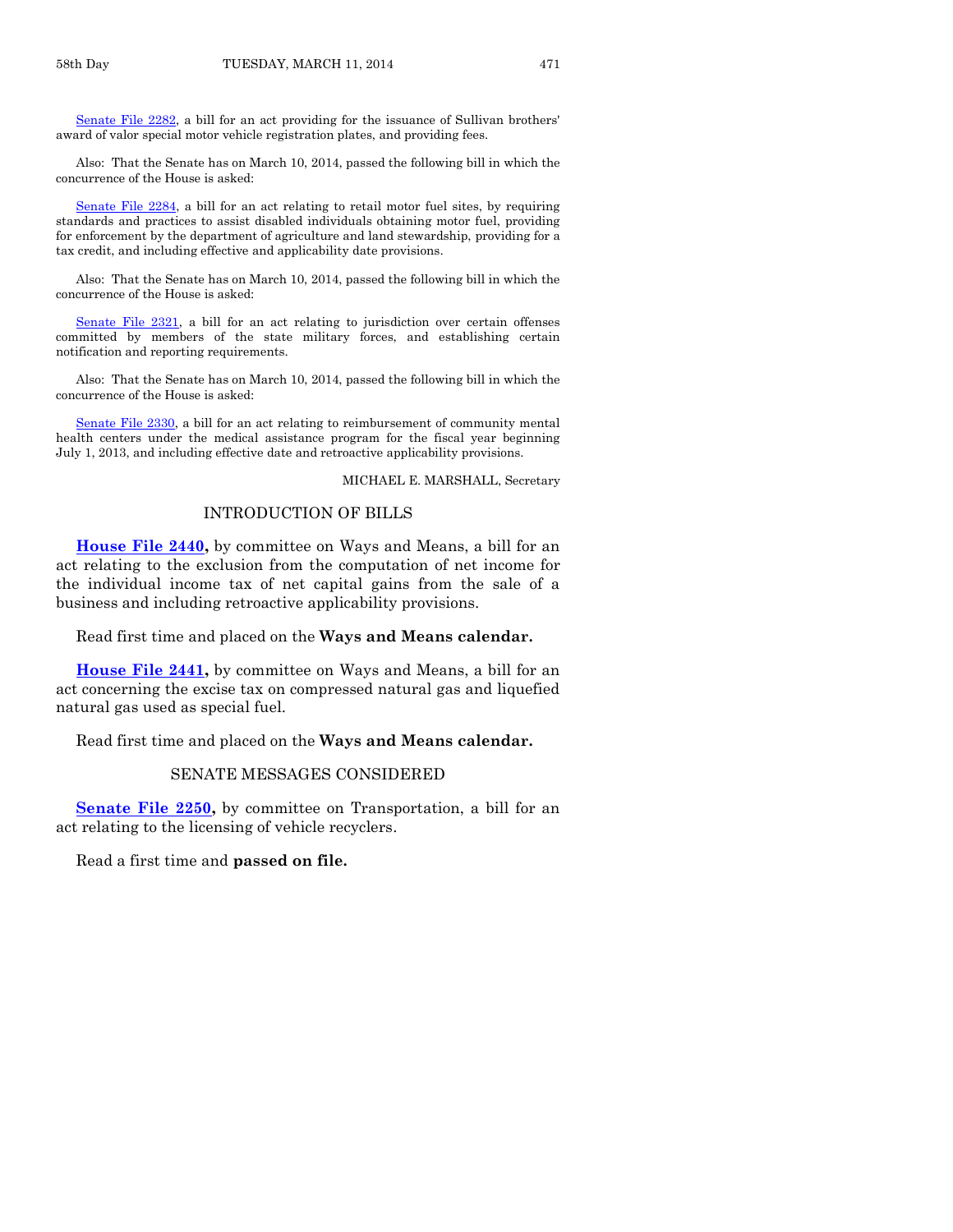Senate File 2282, a bill for an act providing for the issuance of Sullivan brothers' award of valor special motor vehicle registration plates, and providing fees.

Also: That the Senate has on March 10, 2014, passed the following bill in which the concurrence of the House is asked:

Senate File 2284, a bill for an act relating to retail motor fuel sites, by requiring standards and practices to assist disabled individuals obtaining motor fuel, providing for enforcement by the department of agriculture and land stewardship, providing for a tax credit, and including effective and applicability date provisions.

Also: That the Senate has on March 10, 2014, passed the following bill in which the concurrence of the House is asked:

Senate File 2321, a bill for an act relating to jurisdiction over certain offenses committed by members of the state military forces, and establishing certain notification and reporting requirements.

Also: That the Senate has on March 10, 2014, passed the following bill in which the concurrence of the House is asked:

Senate File 2330, a bill for an act relating to reimbursement of community mental health centers under the medical assistance program for the fiscal year beginning July 1, 2013, and including effective date and retroactive applicability provisions.

MICHAEL E. MARSHALL, Secretary

## INTRODUCTION OF BILLS

**House File 2440,** by committee on Ways and Means, a bill for an act relating to the exclusion from the computation of net income for the individual income tax of net capital gains from the sale of a business and including retroactive applicability provisions.

Read first time and placed on the **Ways and Means calendar.**

**House File 2441,** by committee on Ways and Means, a bill for an act concerning the excise tax on compressed natural gas and liquefied natural gas used as special fuel.

Read first time and placed on the **Ways and Means calendar.**

## SENATE MESSAGES CONSIDERED

**Senate File 2250,** by committee on Transportation, a bill for an act relating to the licensing of vehicle recyclers.

Read a first time and **passed on file.**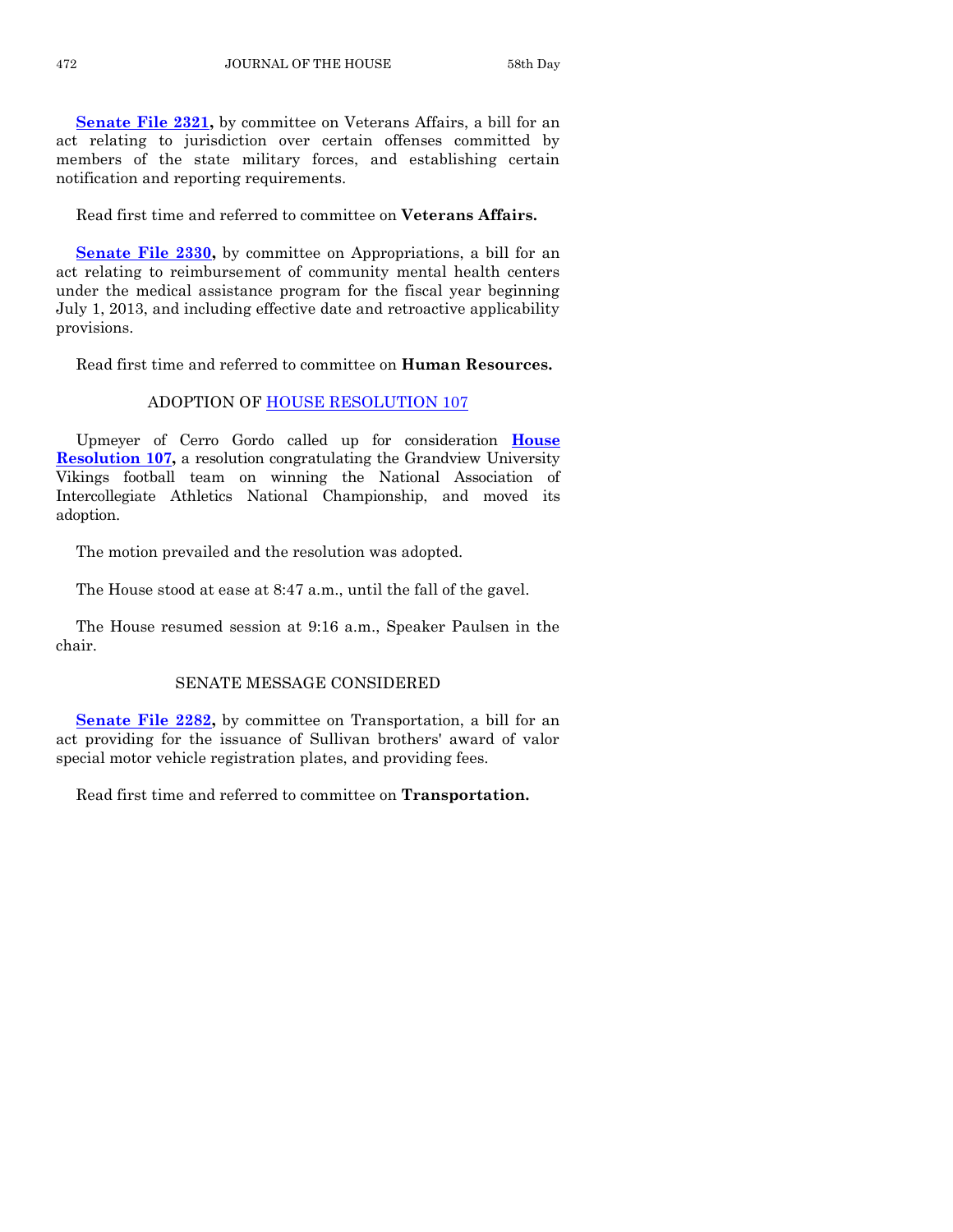**Senate File 2321,** by committee on Veterans Affairs, a bill for an act relating to jurisdiction over certain offenses committed by members of the state military forces, and establishing certain notification and reporting requirements.

Read first time and referred to committee on **Veterans Affairs.**

**Senate File 2330,** by committee on Appropriations, a bill for an act relating to reimbursement of community mental health centers under the medical assistance program for the fiscal year beginning July 1, 2013, and including effective date and retroactive applicability provisions.

Read first time and referred to committee on **Human Resources.**

## ADOPTION OF HOUSE RESOLUTION 107

Upmeyer of Cerro Gordo called up for consideration **House Resolution 107,** a resolution congratulating the Grandview University Vikings football team on winning the National Association of Intercollegiate Athletics National Championship, and moved its adoption.

The motion prevailed and the resolution was adopted.

The House stood at ease at 8:47 a.m., until the fall of the gavel.

The House resumed session at 9:16 a.m., Speaker Paulsen in the chair.

## SENATE MESSAGE CONSIDERED

**Senate File 2282,** by committee on Transportation, a bill for an act providing for the issuance of Sullivan brothers' award of valor special motor vehicle registration plates, and providing fees.

Read first time and referred to committee on **Transportation.**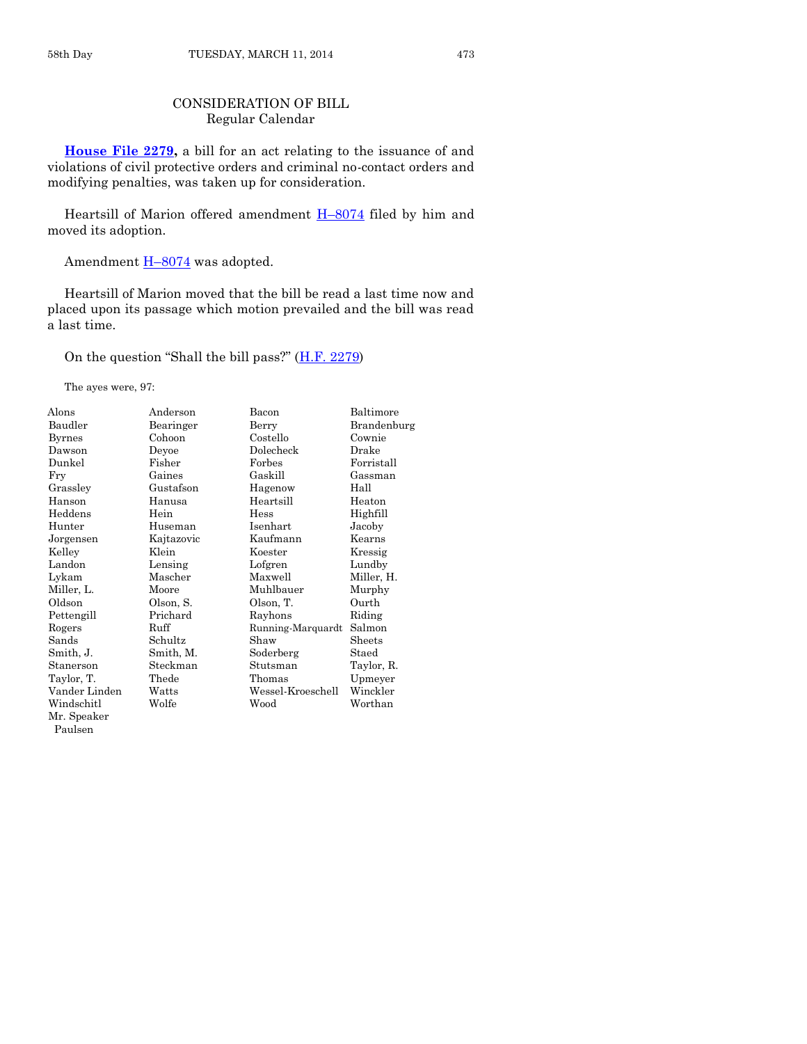## CONSIDERATION OF BILL
Regular Calendar

**House File 2279,** a bill for an act relating to the issuance of and violations of civil protective orders and criminal no-contact orders and modifying penalties, was taken up for consideration.

Heartsill of Marion offered amendment H–8074 filed by him and moved its adoption.

Amendment H–8074 was adopted.

Heartsill of Marion moved that the bill be read a last time now and placed upon its passage which motion prevailed and the bill was read a last time.

On the question "Shall the bill pass?" (H.F. 2279)

The ayes were, 97:

| | | | |
|---|---|---|---|
| Alons | Anderson | Bacon | Baltimore |
| Baudler | Bearinger | Berry | Brandenburg |
| Byrnes | Cohoon | Costello | Cownie |
| Dawson | Deyoe | Dolecheck | Drake |
| Dunkel | Fisher | Forbes | Forristall |
| Fry | Gaines | Gaskill | Gassman |
| Grassley | Gustafson | Hagenow | Hall |
| Hanson | Hanusa | Heartsill | Heaton |
| Heddens | Hein | Hess | Highfill |
| Hunter | Huseman | Isenhart | Jacoby |
| Jorgensen | Kajtazovic | Kaufmann | Kearns |
| Kelley | Klein | Koester | Kressig |
| Landon | Lensing | Lofgren | Lundby |
| Lykam | Mascher | Maxwell | Miller, H. |
| Miller, L. | Moore | Muhlbauer | Murphy |
| Oldson | Olson, S. | Olson, T. | Ourth |
| Pettengill | Prichard | Rayhons | Riding |
| Rogers | Ruff | Running-Marquardt | Salmon |
| Sands | Schultz | Shaw | Sheets |
| Smith, J. | Smith, M. | Soderberg | Staed |
| Stanerson | Steckman | Stutsman | Taylor, R. |
| Taylor, T. | Thede | Thomas | Upmeyer |
| Vander Linden | Watts | Wessel-Kroeschell | Winckler |
| Windschitl | Wolfe | Wood | Worthan |
| Mr. Speaker Paulsen | | | |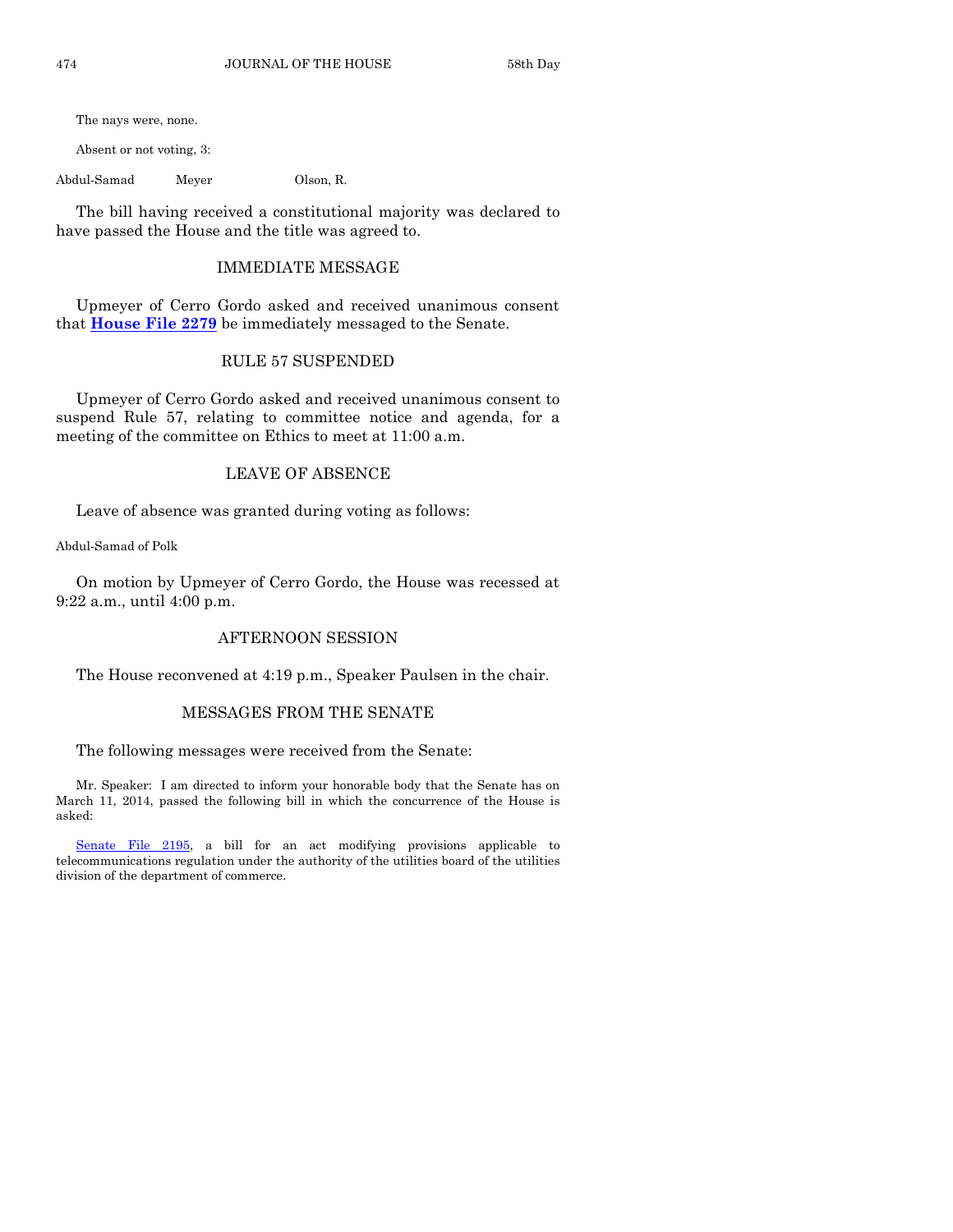The nays were, none.

Absent or not voting, 3:

| Abdul-Samad | Meyer | Olson, R. |
|---|---|---|

The bill having received a constitutional majority was declared to have passed the House and the title was agreed to.

## IMMEDIATE MESSAGE

Upmeyer of Cerro Gordo asked and received unanimous consent that **House File 2279** be immediately messaged to the Senate.

## RULE 57 SUSPENDED

Upmeyer of Cerro Gordo asked and received unanimous consent to suspend Rule 57, relating to committee notice and agenda, for a meeting of the committee on Ethics to meet at 11:00 a.m.

## LEAVE OF ABSENCE

Leave of absence was granted during voting as follows:

Abdul-Samad of Polk

On motion by Upmeyer of Cerro Gordo, the House was recessed at 9:22 a.m., until 4:00 p.m.

## AFTERNOON SESSION

The House reconvened at 4:19 p.m., Speaker Paulsen in the chair.

## MESSAGES FROM THE SENATE

The following messages were received from the Senate:

Mr. Speaker: I am directed to inform your honorable body that the Senate has on March 11, 2014, passed the following bill in which the concurrence of the House is asked:

Senate File 2195, a bill for an act modifying provisions applicable to telecommunications regulation under the authority of the utilities board of the utilities division of the department of commerce.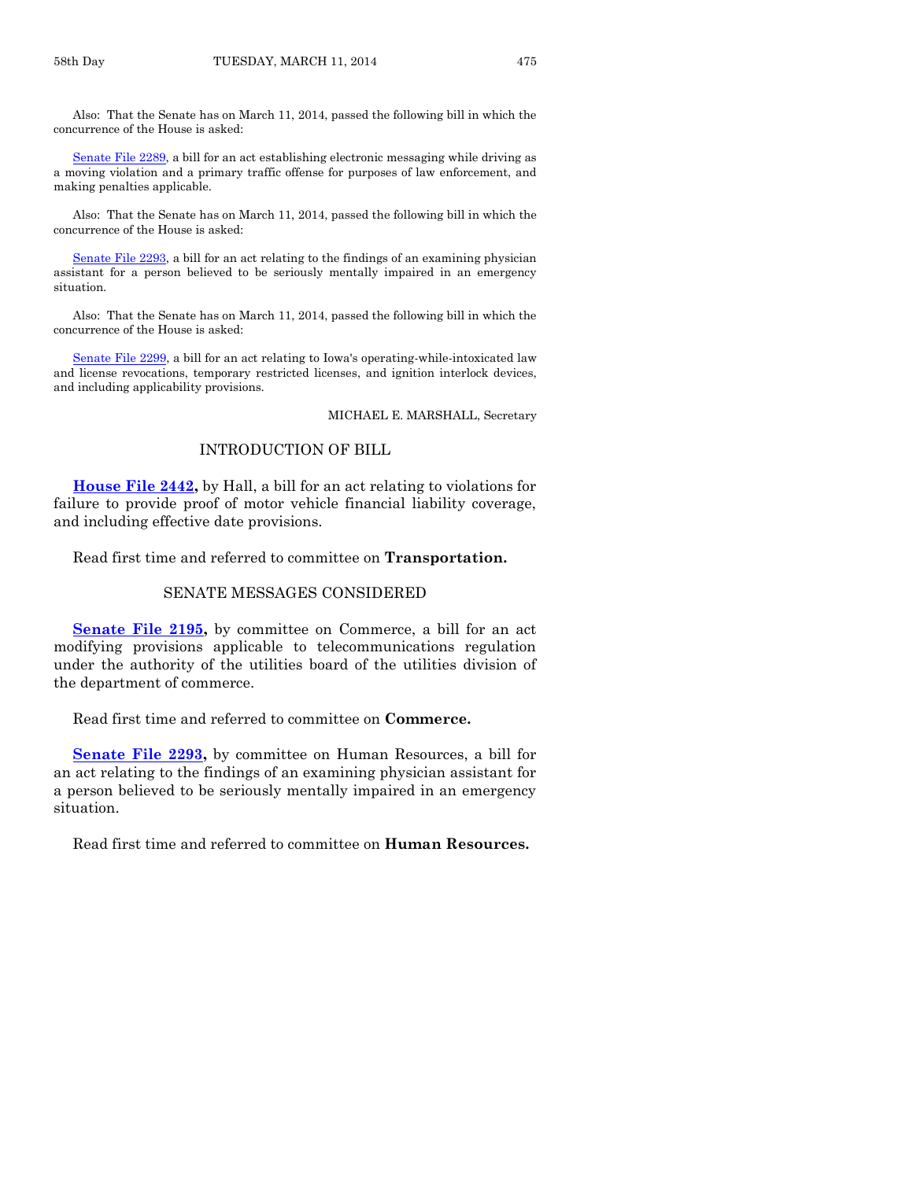Also: That the Senate has on March 11, 2014, passed the following bill in which the concurrence of the House is asked:

Senate File 2289, a bill for an act establishing electronic messaging while driving as a moving violation and a primary traffic offense for purposes of law enforcement, and making penalties applicable.

Also: That the Senate has on March 11, 2014, passed the following bill in which the concurrence of the House is asked:

Senate File 2293, a bill for an act relating to the findings of an examining physician assistant for a person believed to be seriously mentally impaired in an emergency situation.

Also: That the Senate has on March 11, 2014, passed the following bill in which the concurrence of the House is asked:

Senate File 2299, a bill for an act relating to Iowa's operating-while-intoxicated law and license revocations, temporary restricted licenses, and ignition interlock devices, and including applicability provisions.

MICHAEL E. MARSHALL, Secretary

## INTRODUCTION OF BILL

**House File 2442,** by Hall, a bill for an act relating to violations for failure to provide proof of motor vehicle financial liability coverage, and including effective date provisions.

Read first time and referred to committee on **Transportation.**

## SENATE MESSAGES CONSIDERED

**Senate File 2195,** by committee on Commerce, a bill for an act modifying provisions applicable to telecommunications regulation under the authority of the utilities board of the utilities division of the department of commerce.

Read first time and referred to committee on **Commerce.**

**Senate File 2293,** by committee on Human Resources, a bill for an act relating to the findings of an examining physician assistant for a person believed to be seriously mentally impaired in an emergency situation.

Read first time and referred to committee on **Human Resources.**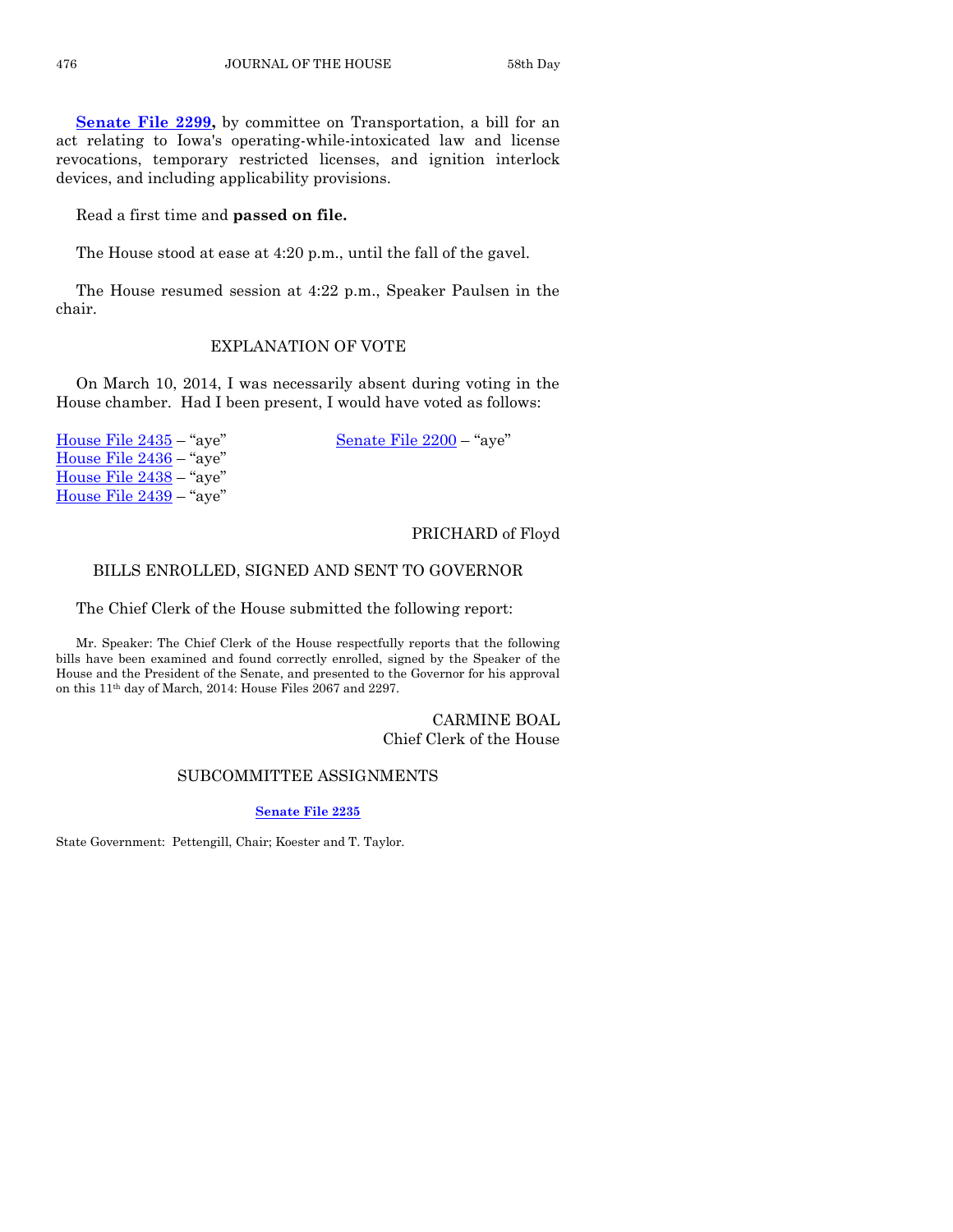**Senate File 2299,** by committee on Transportation, a bill for an act relating to Iowa's operating-while-intoxicated law and license revocations, temporary restricted licenses, and ignition interlock devices, and including applicability provisions.

Read a first time and **passed on file.**

The House stood at ease at 4:20 p.m., until the fall of the gavel.

The House resumed session at 4:22 p.m., Speaker Paulsen in the chair.

## EXPLANATION OF VOTE

On March 10, 2014, I was necessarily absent during voting in the House chamber. Had I been present, I would have voted as follows:

House File 2435 – "aye"
House File 2436 – "aye"
House File 2438 – "aye"
House File 2439 – "aye"
Senate File 2200 – "aye"

PRICHARD of Floyd

## BILLS ENROLLED, SIGNED AND SENT TO GOVERNOR

The Chief Clerk of the House submitted the following report:

Mr. Speaker: The Chief Clerk of the House respectfully reports that the following bills have been examined and found correctly enrolled, signed by the Speaker of the House and the President of the Senate, and presented to the Governor for his approval on this 11th day of March, 2014: House Files 2067 and 2297.

CARMINE BOAL
Chief Clerk of the House

## SUBCOMMITTEE ASSIGNMENTS

**Senate File 2235**

State Government: Pettengill, Chair; Koester and T. Taylor.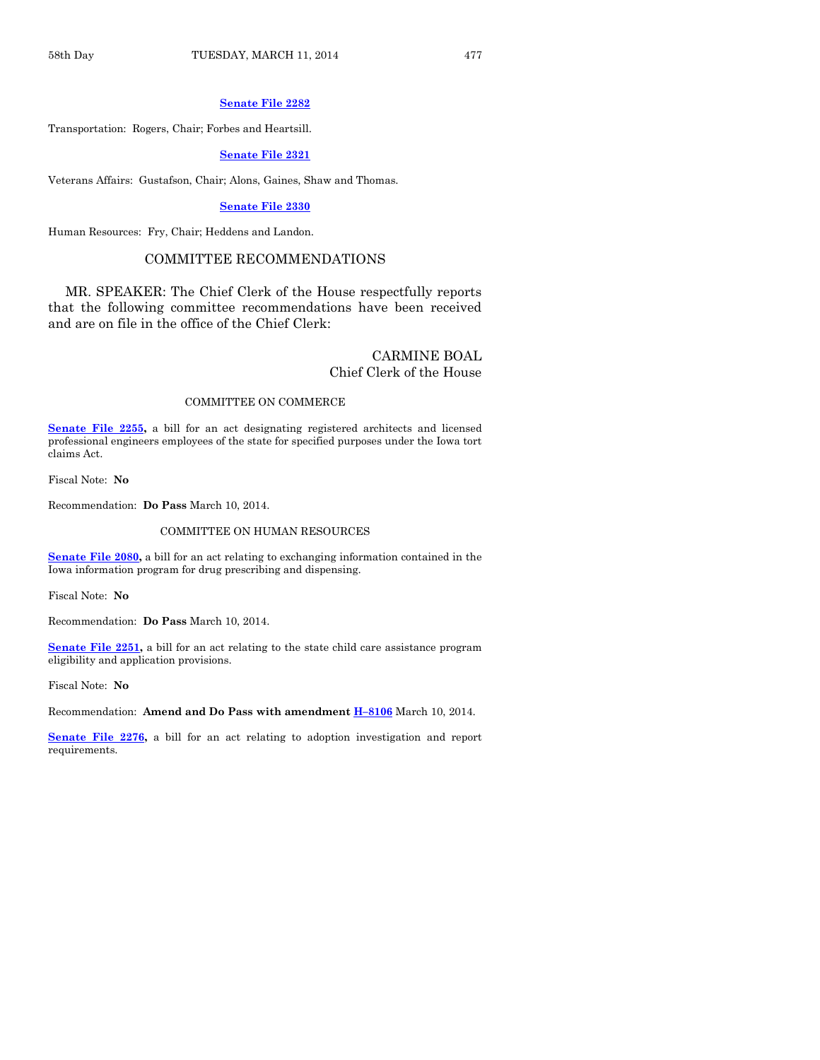**Senate File 2282**

Transportation: Rogers, Chair; Forbes and Heartsill.

**Senate File 2321**

Veterans Affairs: Gustafson, Chair; Alons, Gaines, Shaw and Thomas.

**Senate File 2330**

Human Resources: Fry, Chair; Heddens and Landon.

## COMMITTEE RECOMMENDATIONS

MR. SPEAKER: The Chief Clerk of the House respectfully reports that the following committee recommendations have been received and are on file in the office of the Chief Clerk:

CARMINE BOAL
Chief Clerk of the House

### COMMITTEE ON COMMERCE

**Senate File 2255,** a bill for an act designating registered architects and licensed professional engineers employees of the state for specified purposes under the Iowa tort claims Act.

Fiscal Note: **No**

Recommendation: **Do Pass** March 10, 2014.

### COMMITTEE ON HUMAN RESOURCES

**Senate File 2080,** a bill for an act relating to exchanging information contained in the Iowa information program for drug prescribing and dispensing.

Fiscal Note: **No**

Recommendation: **Do Pass** March 10, 2014.

**Senate File 2251,** a bill for an act relating to the state child care assistance program eligibility and application provisions.

Fiscal Note: **No**

Recommendation: **Amend and Do Pass with amendment H–8106** March 10, 2014.

**Senate File 2276,** a bill for an act relating to adoption investigation and report requirements.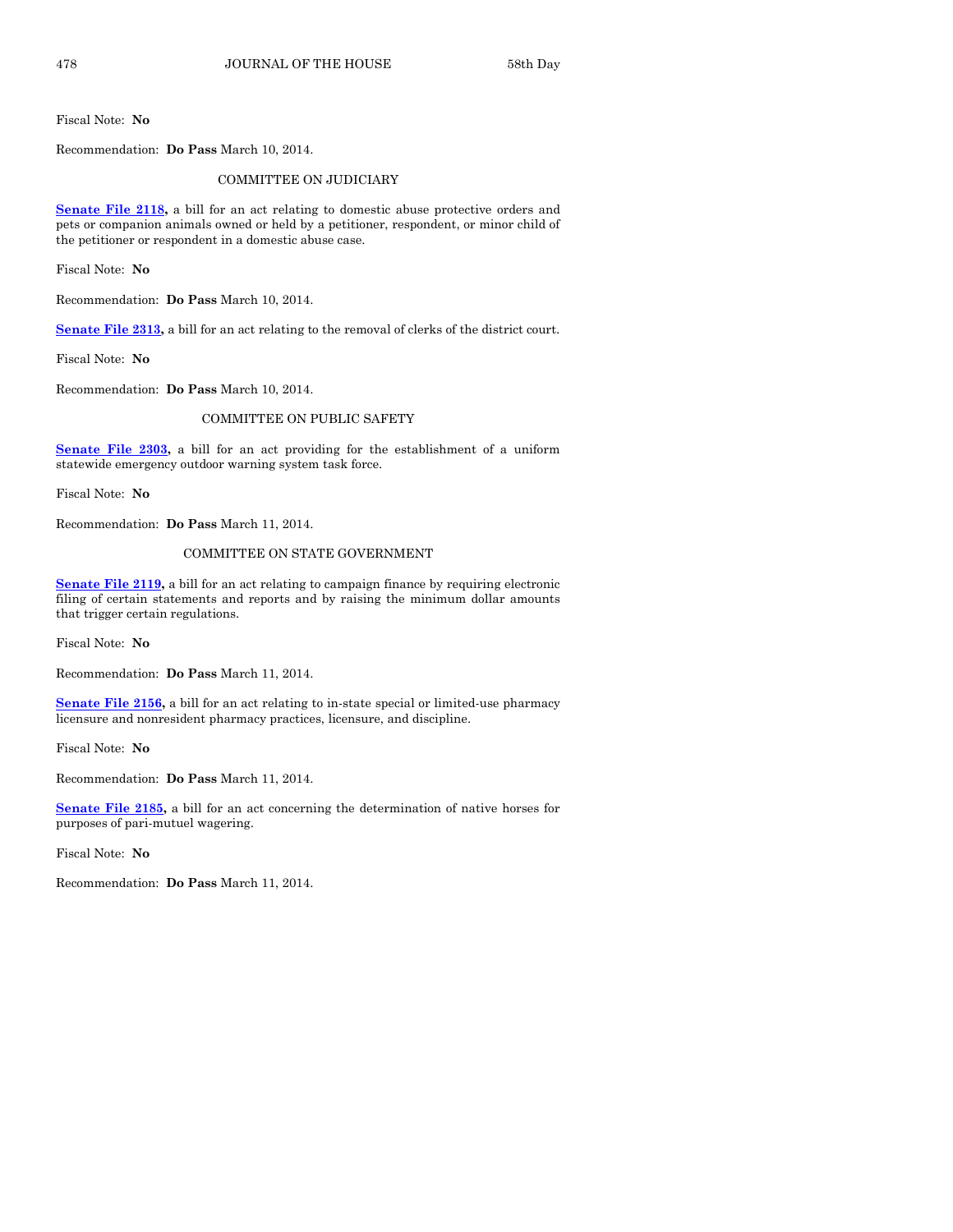Fiscal Note: **No**

Recommendation: **Do Pass** March 10, 2014.

COMMITTEE ON JUDICIARY

**Senate File 2118,** a bill for an act relating to domestic abuse protective orders and pets or companion animals owned or held by a petitioner, respondent, or minor child of the petitioner or respondent in a domestic abuse case.

Fiscal Note: **No**

Recommendation: **Do Pass** March 10, 2014.

**Senate File 2313,** a bill for an act relating to the removal of clerks of the district court.

Fiscal Note: **No**

Recommendation: **Do Pass** March 10, 2014.

COMMITTEE ON PUBLIC SAFETY

**Senate File 2303,** a bill for an act providing for the establishment of a uniform statewide emergency outdoor warning system task force.

Fiscal Note: **No**

Recommendation: **Do Pass** March 11, 2014.

COMMITTEE ON STATE GOVERNMENT

**Senate File 2119,** a bill for an act relating to campaign finance by requiring electronic filing of certain statements and reports and by raising the minimum dollar amounts that trigger certain regulations.

Fiscal Note: **No**

Recommendation: **Do Pass** March 11, 2014.

**Senate File 2156,** a bill for an act relating to in-state special or limited-use pharmacy licensure and nonresident pharmacy practices, licensure, and discipline.

Fiscal Note: **No**

Recommendation: **Do Pass** March 11, 2014.

**Senate File 2185,** a bill for an act concerning the determination of native horses for purposes of pari-mutuel wagering.

Fiscal Note: **No**

Recommendation: **Do Pass** March 11, 2014.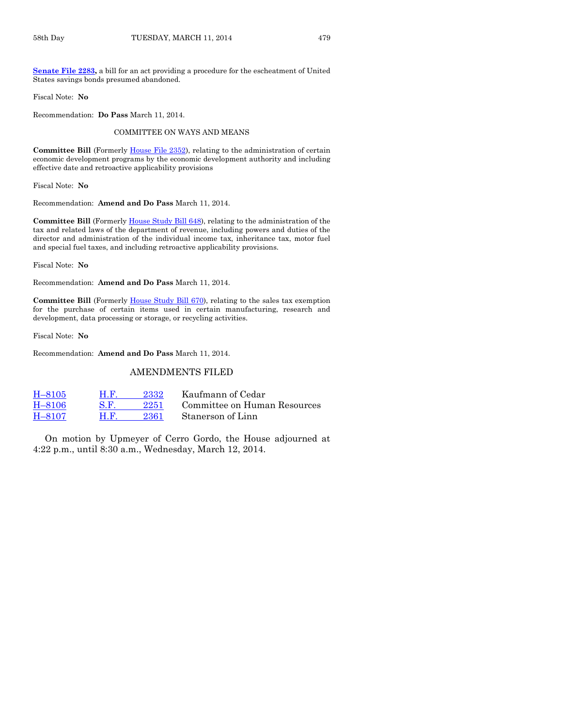**Senate File 2283,** a bill for an act providing a procedure for the escheatment of United States savings bonds presumed abandoned.

Fiscal Note: **No**

Recommendation: **Do Pass** March 11, 2014.

COMMITTEE ON WAYS AND MEANS

**Committee Bill** (Formerly House File 2352), relating to the administration of certain economic development programs by the economic development authority and including effective date and retroactive applicability provisions

Fiscal Note: **No**

Recommendation: **Amend and Do Pass** March 11, 2014.

**Committee Bill** (Formerly House Study Bill 648), relating to the administration of the tax and related laws of the department of revenue, including powers and duties of the director and administration of the individual income tax, inheritance tax, motor fuel and special fuel taxes, and including retroactive applicability provisions.

Fiscal Note: **No**

Recommendation: **Amend and Do Pass** March 11, 2014.

**Committee Bill** (Formerly House Study Bill 670), relating to the sales tax exemption for the purchase of certain items used in certain manufacturing, research and development, data processing or storage, or recycling activities.

Fiscal Note: **No**

Recommendation: **Amend and Do Pass** March 11, 2014.

## AMENDMENTS FILED

| | | | |
|---|---|---|---|
| H–8105 | H.F. | 2332 | Kaufmann of Cedar |
| H–8106 | S.F. | 2251 | Committee on Human Resources |
| H–8107 | H.F. | 2361 | Stanerson of Linn |

On motion by Upmeyer of Cerro Gordo, the House adjourned at 4:22 p.m., until 8:30 a.m., Wednesday, March 12, 2014.